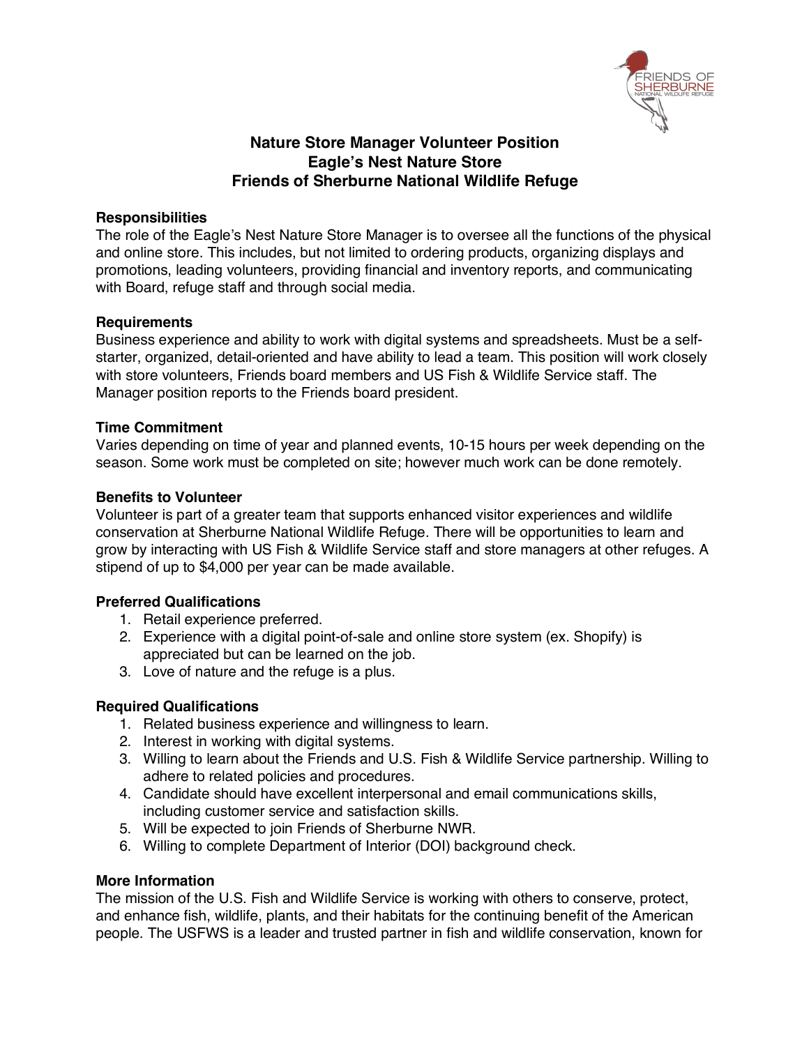# Nature Store Manager Volunteer Position
# Eagle's Nest Nature Store
# Friends of Sherburne National Wildlife Refuge

## Responsibilities

The role of the Eagle's Nest Nature Store Manager is to oversee all the functions of the physical and online store. This includes, but not limited to ordering products, organizing displays and promotions, leading volunteers, providing financial and inventory reports, and communicating with Board, refuge staff and through social media.

## Requirements

Business experience and ability to work with digital systems and spreadsheets. Must be a self-starter, organized, detail-oriented and have ability to lead a team. This position will work closely with store volunteers, Friends board members and US Fish & Wildlife Service staff. The Manager position reports to the Friends board president.

## Time Commitment

Varies depending on time of year and planned events, 10-15 hours per week depending on the season. Some work must be completed on site; however much work can be done remotely.

## Benefits to Volunteer

Volunteer is part of a greater team that supports enhanced visitor experiences and wildlife conservation at Sherburne National Wildlife Refuge. There will be opportunities to learn and grow by interacting with US Fish & Wildlife Service staff and store managers at other refuges. A stipend of up to $4,000 per year can be made available.

## Preferred Qualifications

1. Retail experience preferred.
2. Experience with a digital point-of-sale and online store system (ex. Shopify) is appreciated but can be learned on the job.
3. Love of nature and the refuge is a plus.

## Required Qualifications

1. Related business experience and willingness to learn.
2. Interest in working with digital systems.
3. Willing to learn about the Friends and U.S. Fish & Wildlife Service partnership. Willing to adhere to related policies and procedures.
4. Candidate should have excellent interpersonal and email communications skills, including customer service and satisfaction skills.
5. Will be expected to join Friends of Sherburne NWR.
6. Willing to complete Department of Interior (DOI) background check.

## More Information

The mission of the U.S. Fish and Wildlife Service is working with others to conserve, protect, and enhance fish, wildlife, plants, and their habitats for the continuing benefit of the American people. The USFWS is a leader and trusted partner in fish and wildlife conservation, known for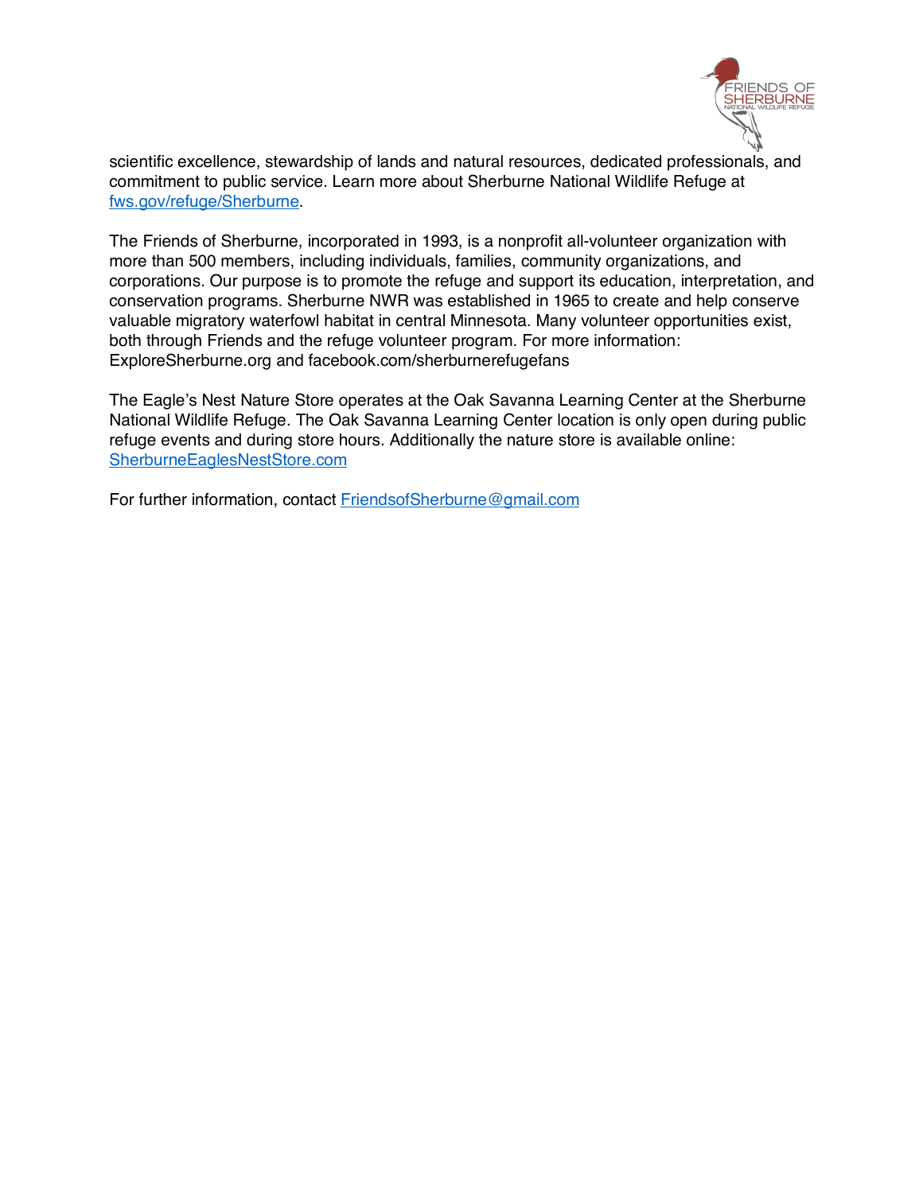scientific excellence, stewardship of lands and natural resources, dedicated professionals, and commitment to public service. Learn more about Sherburne National Wildlife Refuge at [fws.gov/refuge/Sherburne](fws.gov/refuge/Sherburne).

The Friends of Sherburne, incorporated in 1993, is a nonprofit all-volunteer organization with more than 500 members, including individuals, families, community organizations, and corporations. Our purpose is to promote the refuge and support its education, interpretation, and conservation programs. Sherburne NWR was established in 1965 to create and help conserve valuable migratory waterfowl habitat in central Minnesota. Many volunteer opportunities exist, both through Friends and the refuge volunteer program. For more information: ExploreSherburne.org and facebook.com/sherburnerefugefans

The Eagle's Nest Nature Store operates at the Oak Savanna Learning Center at the Sherburne National Wildlife Refuge. The Oak Savanna Learning Center location is only open during public refuge events and during store hours. Additionally the nature store is available online: [SherburneEaglesNestStore.com](SherburneEaglesNestStore.com)

For further information, contact [FriendsofSherburne@gmail.com](mailto:FriendsofSherburne@gmail.com)